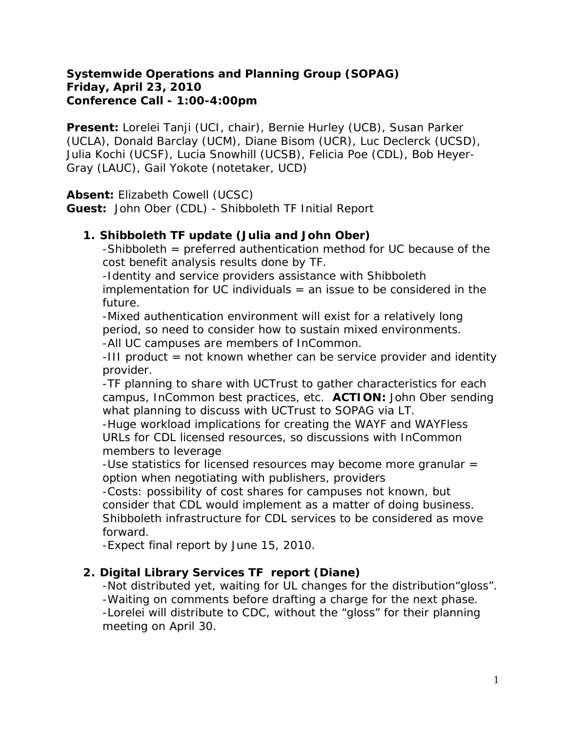**Systemwide Operations and Planning Group (SOPAG)**
**Friday, April 23, 2010**
**Conference Call - 1:00-4:00pm**

**Present:** Lorelei Tanji (UCI, chair), Bernie Hurley (UCB), Susan Parker (UCLA), Donald Barclay (UCM), Diane Bisom (UCR), Luc Declerck (UCSD), Julia Kochi (UCSF), Lucia Snowhill (UCSB), Felicia Poe (CDL), Bob Heyer-Gray (LAUC), Gail Yokote (notetaker, UCD)

**Absent:** Elizabeth Cowell (UCSC)
**Guest:** John Ober (CDL) - Shibboleth TF Initial Report

1. **Shibboleth TF update (Julia and John Ober)**
   -Shibboleth = preferred authentication method for UC because of the cost benefit analysis results done by TF.
   -Identity and service providers assistance with Shibboleth implementation for UC individuals = an issue to be considered in the future.
   -Mixed authentication environment will exist for a relatively long period, so need to consider how to sustain mixed environments.
   -All UC campuses are members of InCommon.
   -III product = not known whether can be service provider and identity provider.
   -TF planning to share with UCTrust to gather characteristics for each campus, InCommon best practices, etc. **ACTION:** John Ober sending what planning to discuss with UCTrust to SOPAG via LT.
   -Huge workload implications for creating the WAYF and WAYFless URLs for CDL licensed resources, so discussions with InCommon members to leverage
   -Use statistics for licensed resources may become more granular = option when negotiating with publishers, providers
   -Costs: possibility of cost shares for campuses not known, but consider that CDL would implement as a matter of doing business. Shibboleth infrastructure for CDL services to be considered as move forward.
   -Expect final report by June 15, 2010.

2. **Digital Library Services TF report (Diane)**
   -Not distributed yet, waiting for UL changes for the distribution“gloss”.
   -Waiting on comments before drafting a charge for the next phase.
   -Lorelei will distribute to CDC, without the “gloss” for their planning meeting on April 30.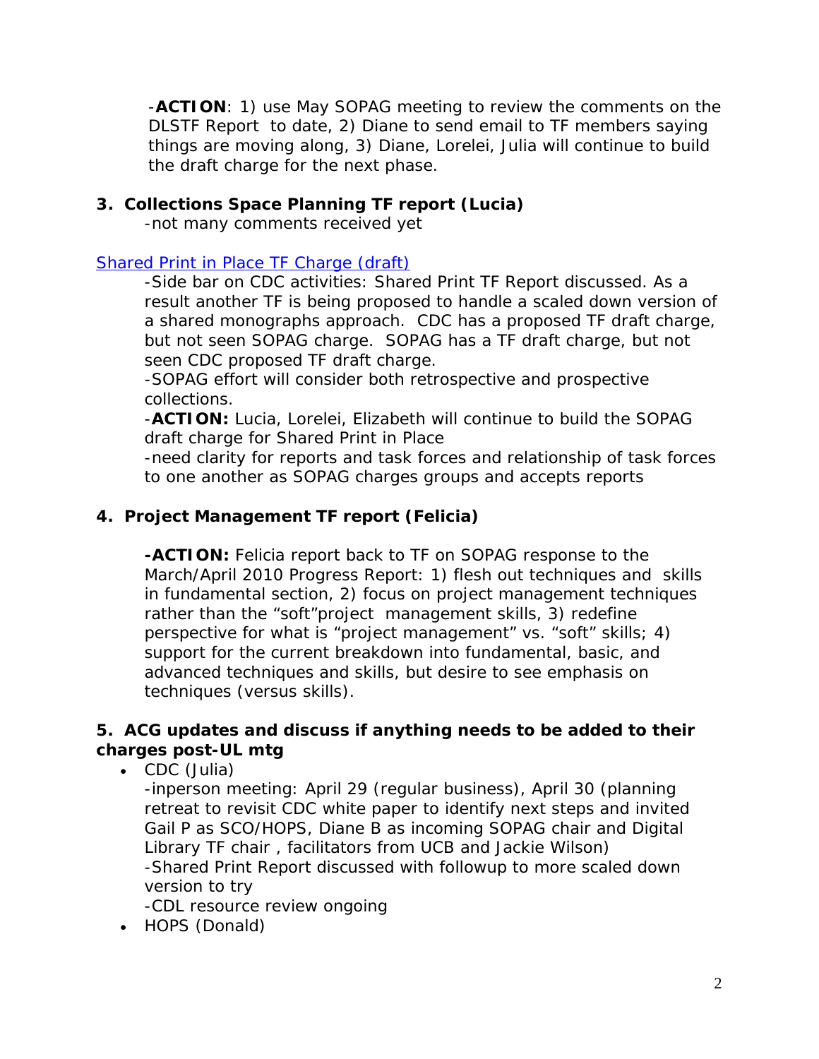-**ACTION**: 1) use May SOPAG meeting to review the comments on the DLSTF Report to date, 2) Diane to send email to TF members saying things are moving along, 3) Diane, Lorelei, Julia will continue to build the draft charge for the next phase.

**3. Collections Space Planning TF report (Lucia)**

-not many comments received yet

[Shared Print in Place TF Charge (draft)]

-Side bar on CDC activities: Shared Print TF Report discussed. As a result another TF is being proposed to handle a scaled down version of a shared monographs approach. CDC has a proposed TF draft charge, but not seen SOPAG charge. SOPAG has a TF draft charge, but not seen CDC proposed TF draft charge.

-SOPAG effort will consider both retrospective and prospective collections.

-**ACTION:** Lucia, Lorelei, Elizabeth will continue to build the SOPAG draft charge for Shared Print in Place

-need clarity for reports and task forces and relationship of task forces to one another as SOPAG charges groups and accepts reports

**4. Project Management TF report (Felicia)**

**-ACTION:** Felicia report back to TF on SOPAG response to the March/April 2010 Progress Report: 1) flesh out techniques and skills in fundamental section, 2) focus on project management techniques rather than the "soft"project management skills, 3) redefine perspective for what is "project management" vs. "soft" skills; 4) support for the current breakdown into fundamental, basic, and advanced techniques and skills, but desire to see emphasis on techniques (versus skills).

**5. ACG updates and discuss if anything needs to be added to their charges post-UL mtg**

- CDC (Julia)
  -inperson meeting: April 29 (regular business), April 30 (planning retreat to revisit CDC white paper to identify next steps and invited Gail P as SCO/HOPS, Diane B as incoming SOPAG chair and Digital Library TF chair , facilitators from UCB and Jackie Wilson)
  -Shared Print Report discussed with followup to more scaled down version to try
  -CDL resource review ongoing
- HOPS (Donald)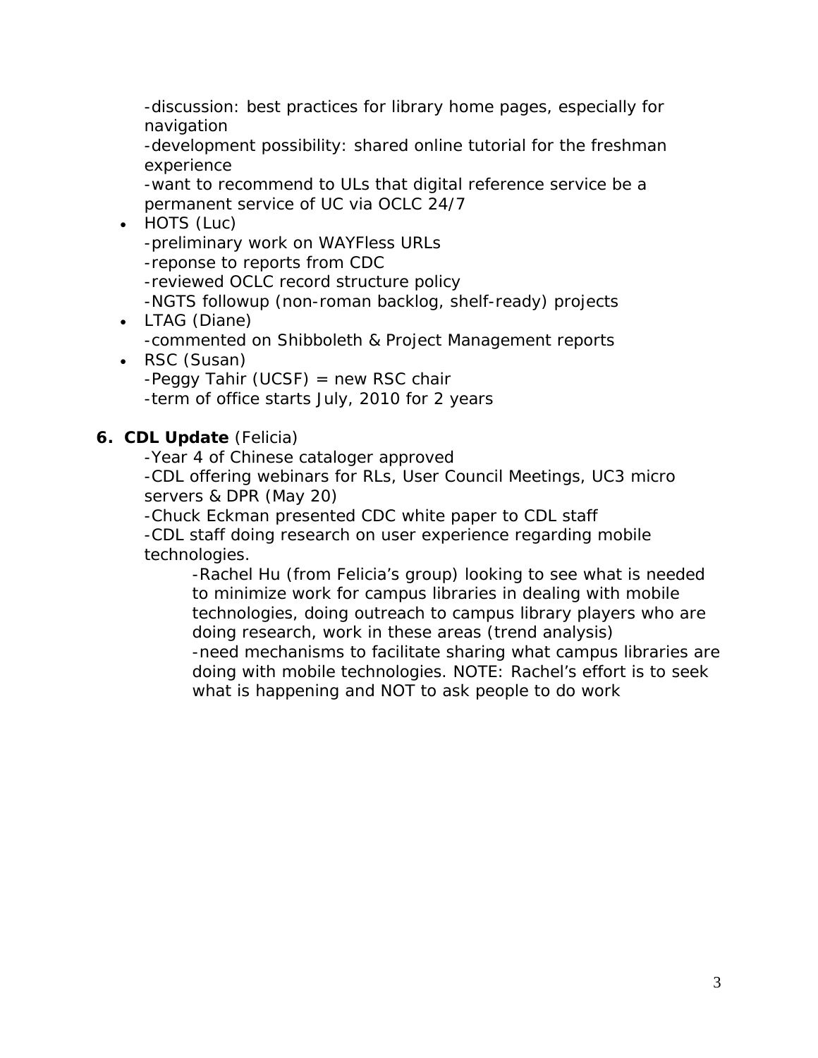-discussion: best practices for library home pages, especially for navigation
-development possibility: shared online tutorial for the freshman experience
-want to recommend to ULs that digital reference service be a permanent service of UC via OCLC 24/7

- HOTS (Luc)
  -preliminary work on WAYFless URLs
  -reponse to reports from CDC
  -reviewed OCLC record structure policy
  -NGTS followup (non-roman backlog, shelf-ready) projects
- LTAG (Diane)
  -commented on Shibboleth & Project Management reports
- RSC (Susan)
  -Peggy Tahir (UCSF) = new RSC chair
  -term of office starts July, 2010 for 2 years

**6. CDL Update** (Felicia)

-Year 4 of Chinese cataloger approved
-CDL offering webinars for RLs, User Council Meetings, UC3 micro servers & DPR (May 20)
-Chuck Eckman presented CDC white paper to CDL staff
-CDL staff doing research on user experience regarding mobile technologies.

> -Rachel Hu (from Felicia's group) looking to see what is needed to minimize work for campus libraries in dealing with mobile technologies, doing outreach to campus library players who are doing research, work in these areas (trend analysis)
> -need mechanisms to facilitate sharing what campus libraries are doing with mobile technologies. NOTE: Rachel's effort is to seek what is happening and NOT to ask people to do work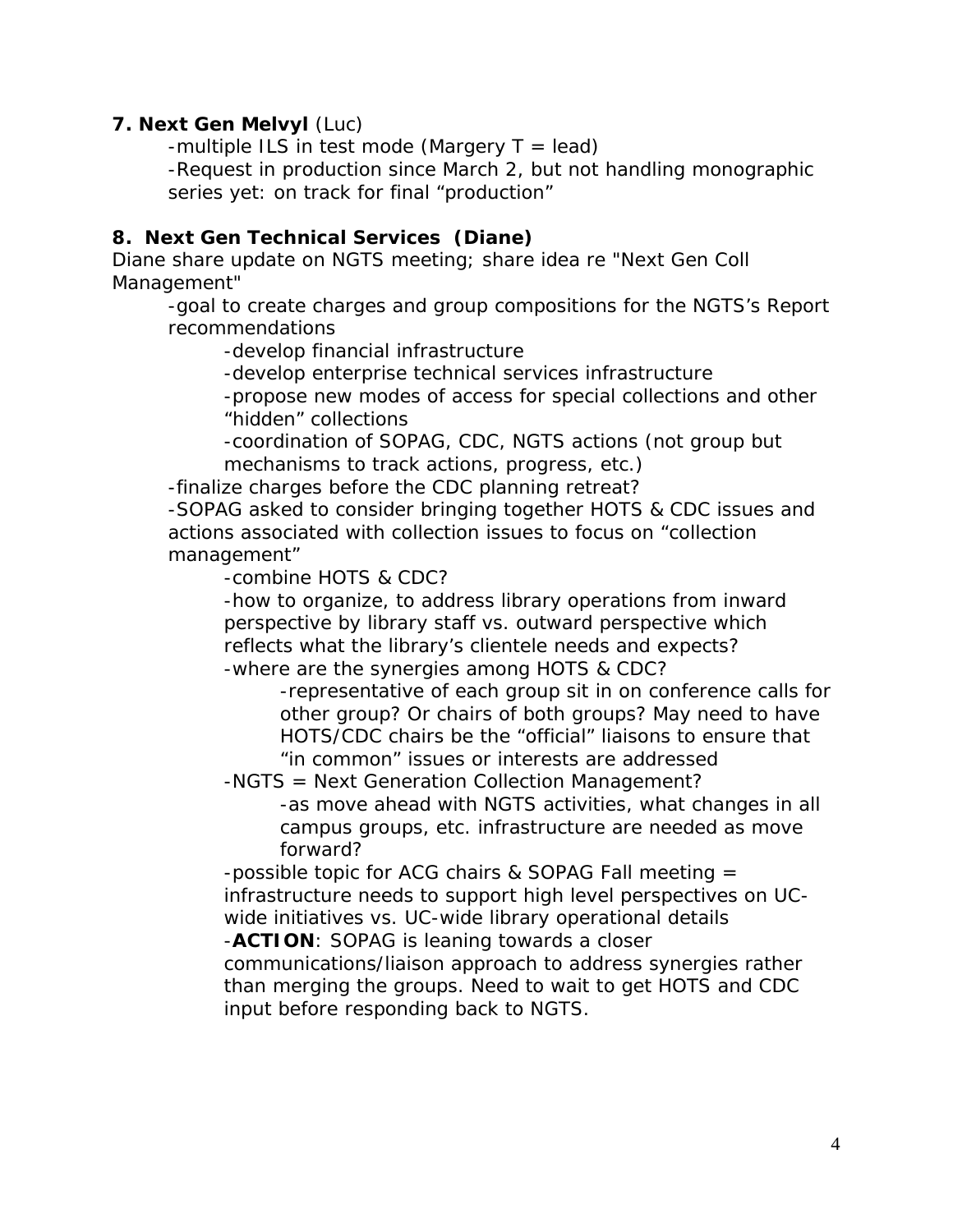**7. Next Gen Melvyl** (Luc)

- -multiple ILS in test mode (Margery T = lead)
- -Request in production since March 2, but not handling monographic series yet: on track for final "production"

**8. Next Gen Technical Services (Diane)**

Diane share update on NGTS meeting; share idea re "Next Gen Coll Management"

- -goal to create charges and group compositions for the NGTS's Report recommendations
  - -develop financial infrastructure
  - -develop enterprise technical services infrastructure
  - -propose new modes of access for special collections and other "hidden" collections
  - -coordination of SOPAG, CDC, NGTS actions (not group but mechanisms to track actions, progress, etc.)
- -finalize charges before the CDC planning retreat?
- -SOPAG asked to consider bringing together HOTS & CDC issues and actions associated with collection issues to focus on "collection management"
  - -combine HOTS & CDC?
  - -how to organize, to address library operations from inward perspective by library staff vs. outward perspective which reflects what the library's clientele needs and expects?
  - -where are the synergies among HOTS & CDC?
    - -representative of each group sit in on conference calls for other group? Or chairs of both groups? May need to have HOTS/CDC chairs be the "official" liaisons to ensure that "in common" issues or interests are addressed
  - -NGTS = Next Generation Collection Management?
    - -as move ahead with NGTS activities, what changes in all campus groups, etc. infrastructure are needed as move forward?
  - -possible topic for ACG chairs & SOPAG Fall meeting = infrastructure needs to support high level perspectives on UC-wide initiatives vs. UC-wide library operational details
  - -**ACTION**: SOPAG is leaning towards a closer communications/liaison approach to address synergies rather than merging the groups. Need to wait to get HOTS and CDC input before responding back to NGTS.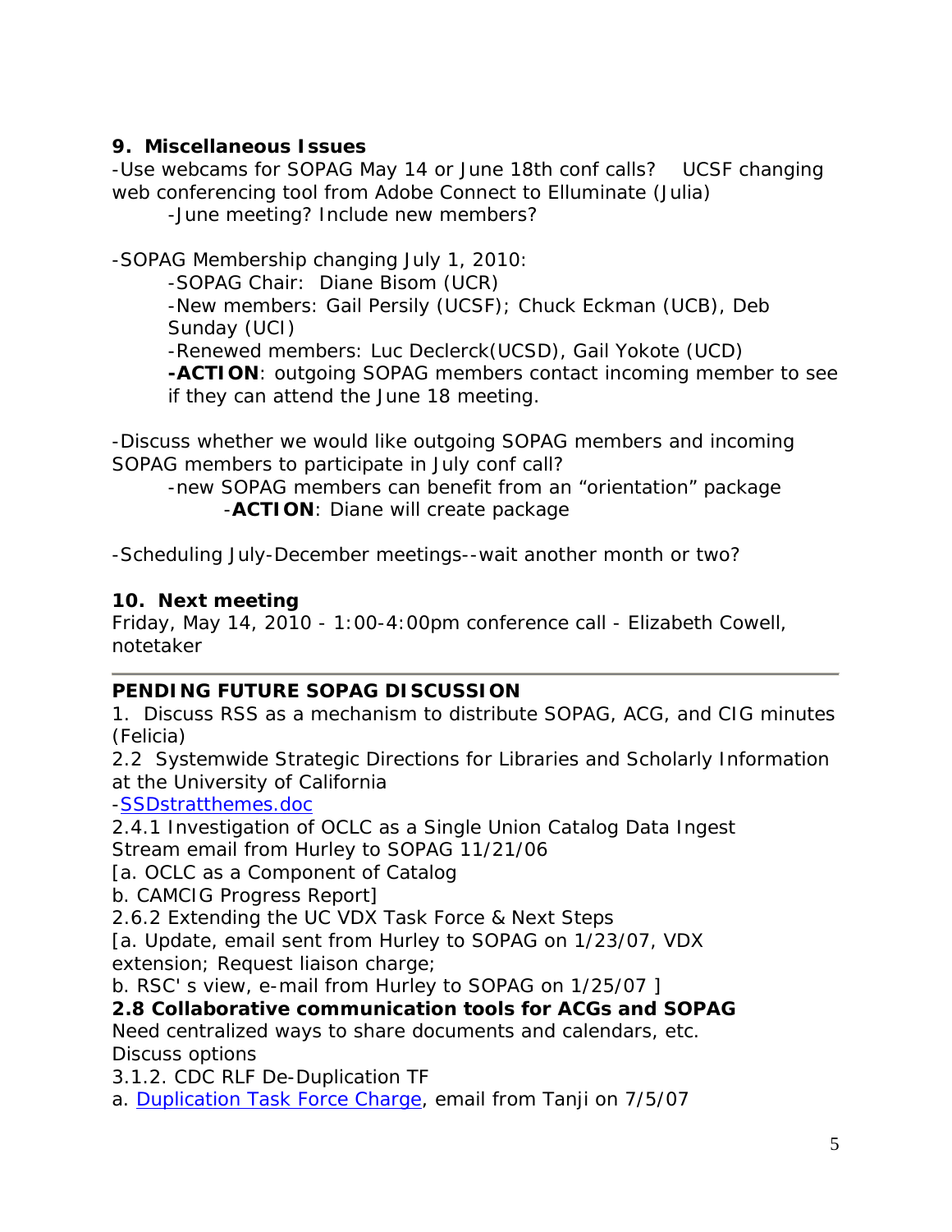**9. Miscellaneous Issues**

-Use webcams for SOPAG May 14 or June 18th conf calls? UCSF changing web conferencing tool from Adobe Connect to Elluminate (Julia)

-June meeting? Include new members?

-SOPAG Membership changing July 1, 2010:

-SOPAG Chair: Diane Bisom (UCR)

-New members: Gail Persily (UCSF); Chuck Eckman (UCB), Deb Sunday (UCI)

-Renewed members: Luc Declerck(UCSD), Gail Yokote (UCD)

**-ACTION**: outgoing SOPAG members contact incoming member to see if they can attend the June 18 meeting.

-Discuss whether we would like outgoing SOPAG members and incoming SOPAG members to participate in July conf call?

-new SOPAG members can benefit from an "orientation" package

-**ACTION**: Diane will create package

-Scheduling July-December meetings--wait another month or two?

**10. Next meeting**

Friday, May 14, 2010 - 1:00-4:00pm conference call - Elizabeth Cowell, notetaker

---

**PENDING FUTURE SOPAG DISCUSSION**

1. Discuss RSS as a mechanism to distribute SOPAG, ACG, and CIG minutes (Felicia)

2.2 Systemwide Strategic Directions for Libraries and Scholarly Information at the University of California

-SSDstratthemes.doc

2.4.1 Investigation of OCLC as a Single Union Catalog Data Ingest Stream email from Hurley to SOPAG 11/21/06

[a. OCLC as a Component of Catalog

b. CAMCIG Progress Report]

2.6.2 Extending the UC VDX Task Force & Next Steps

[a. Update, email sent from Hurley to SOPAG on 1/23/07, VDX extension; Request liaison charge;

b. RSC' s view, e-mail from Hurley to SOPAG on 1/25/07 ]

**2.8 Collaborative communication tools for ACGs and SOPAG**

Need centralized ways to share documents and calendars, etc.

Discuss options

3.1.2. CDC RLF De-Duplication TF

a. Duplication Task Force Charge, email from Tanji on 7/5/07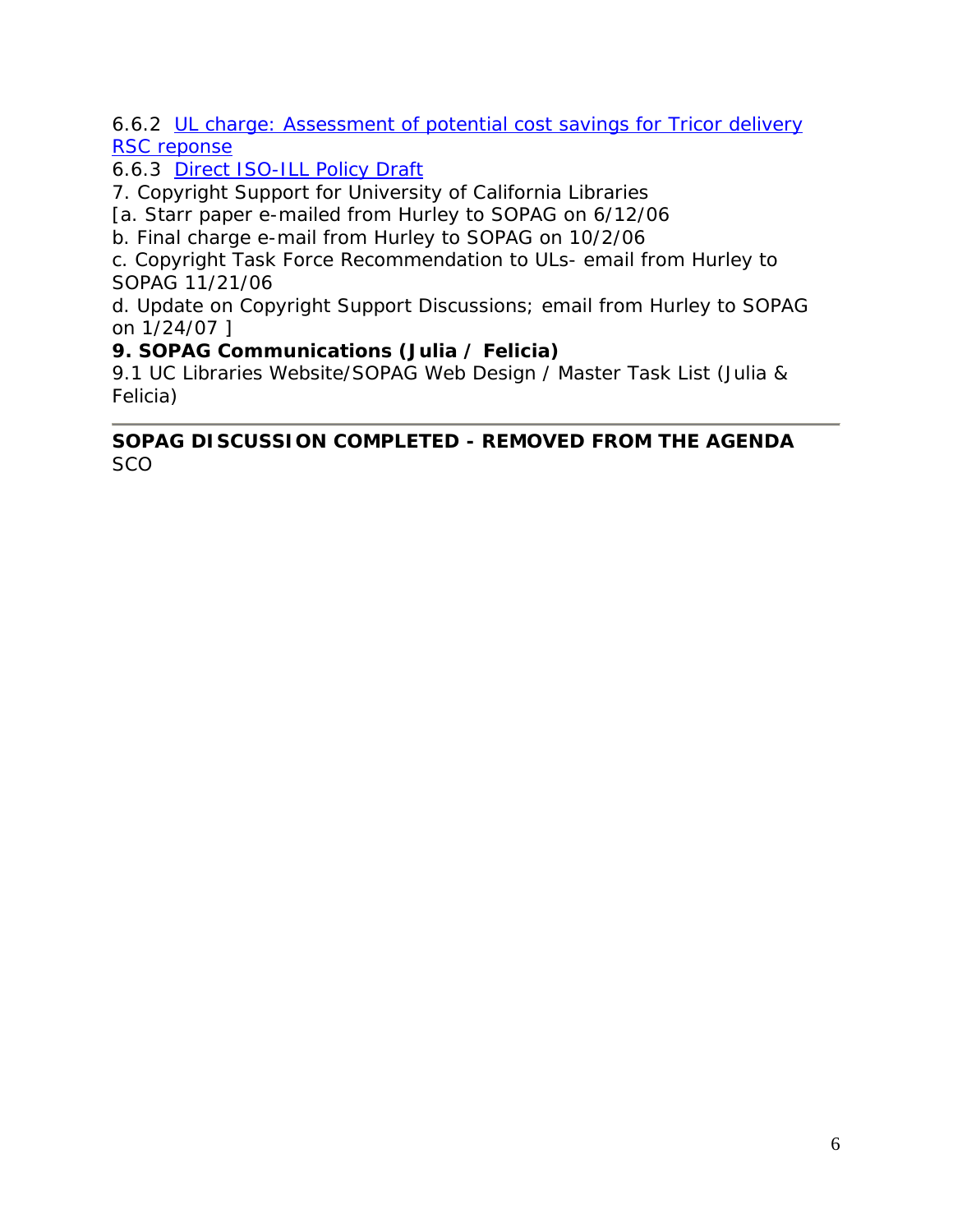6.6.2 UL charge: Assessment of potential cost savings for Tricor delivery RSC reponse

6.6.3 Direct ISO-ILL Policy Draft

7. Copyright Support for University of California Libraries

[a. Starr paper e-mailed from Hurley to SOPAG on 6/12/06

b. Final charge e-mail from Hurley to SOPAG on 10/2/06

c. Copyright Task Force Recommendation to ULs- email from Hurley to SOPAG 11/21/06

d. Update on Copyright Support Discussions; email from Hurley to SOPAG on 1/24/07 ]

**9. SOPAG Communications (Julia / Felicia)**

9.1 UC Libraries Website/SOPAG Web Design / Master Task List (Julia & Felicia)

---

**SOPAG DISCUSSION COMPLETED - REMOVED FROM THE AGENDA**

SCO